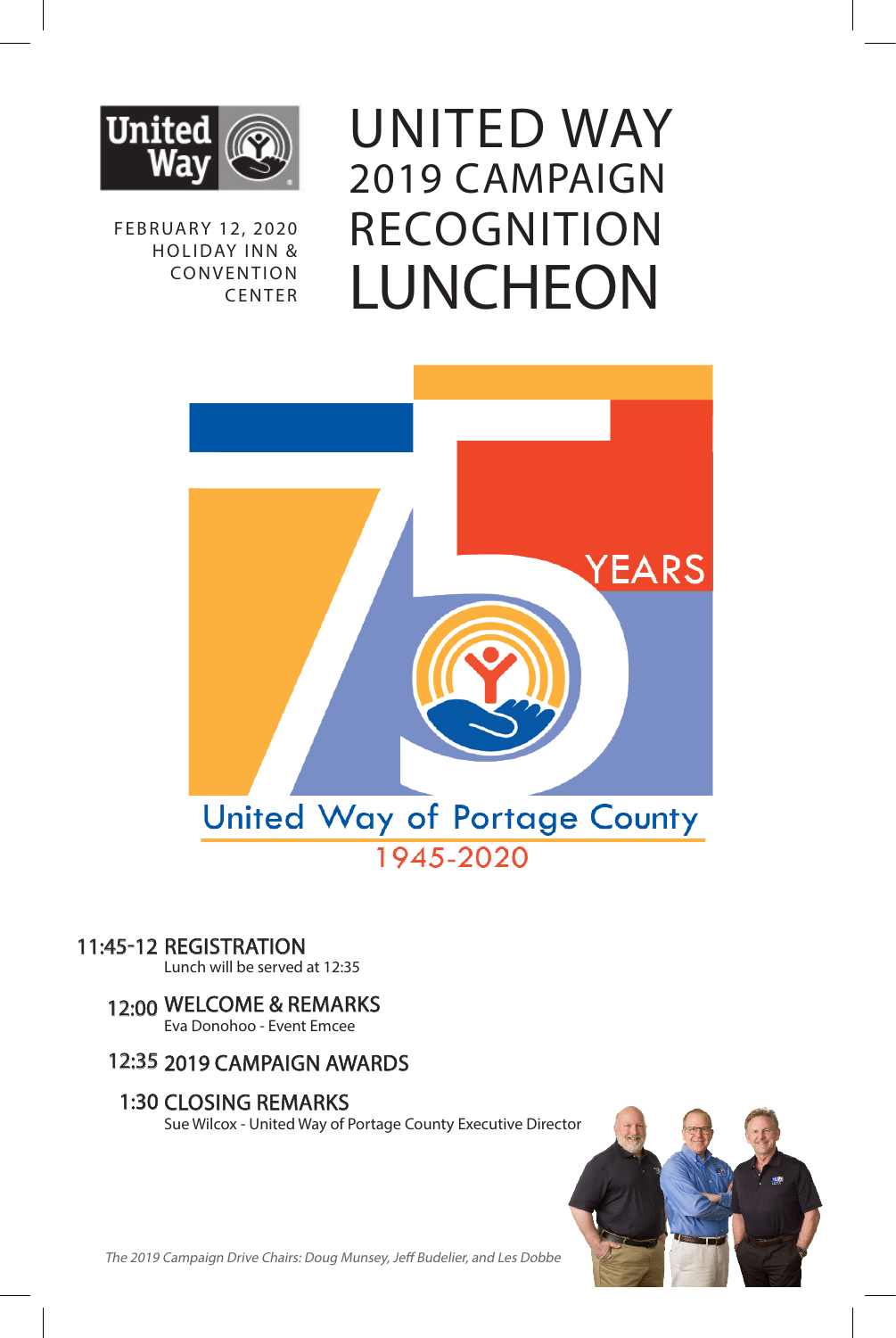# UNITED WAY 2019 CAMPAIGN RECOGNITION LUNCHEON

FEBRUARY 12, 2020
HOLIDAY INN & CONVENTION CENTER

75 YEARS

United Way of Portage County
1945-2020

**11:45-12 REGISTRATION**
Lunch will be served at 12:35

**12:00 WELCOME & REMARKS**
Eva Donohoo - Event Emcee

**12:35 2019 CAMPAIGN AWARDS**

**1:30 CLOSING REMARKS**
Sue Wilcox - United Way of Portage County Executive Director

*The 2019 Campaign Drive Chairs: Doug Munsey, Jeff Budelier, and Les Dobbe*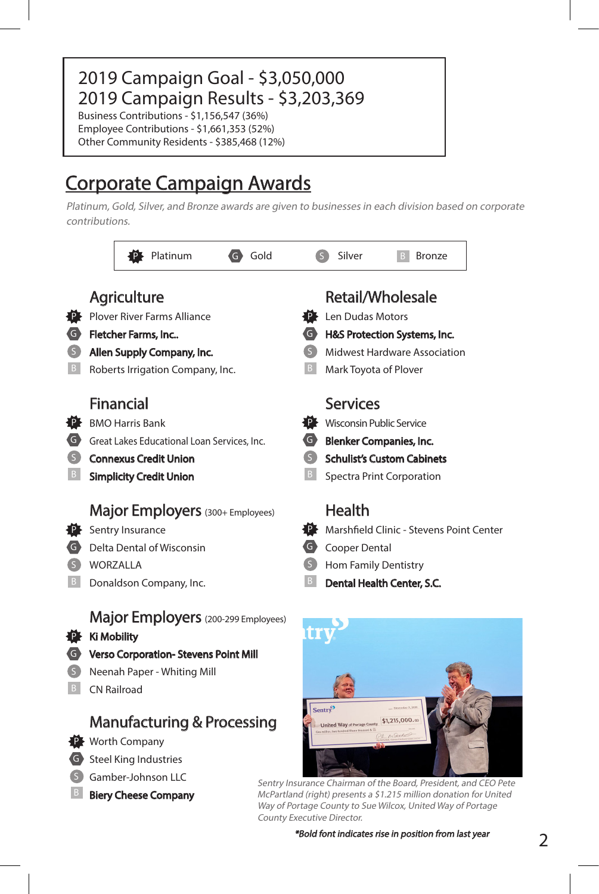2019 Campaign Goal - $3,050,000

2019 Campaign Results - $3,203,369

Business Contributions - $1,156,547 (36%)

Employee Contributions - $1,661,353 (52%)

Other Community Residents - $385,468 (12%)

## Corporate Campaign Awards

*Platinum, Gold, Silver, and Bronze awards are given to businesses in each division based on corporate contributions.*

P Platinum | G Gold | S Silver | B Bronze

### Agriculture

- P Plover River Farms Alliance
- G **Fletcher Farms, Inc..**
- S **Allen Supply Company, Inc.**
- B Roberts Irrigation Company, Inc.

### Financial

- P BMO Harris Bank
- G Great Lakes Educational Loan Services, Inc.
- S **Connexus Credit Union**
- B **Simplicity Credit Union**

### Major Employers (300+ Employees)

- P Sentry Insurance
- G Delta Dental of Wisconsin
- S WORZALLA
- B Donaldson Company, Inc.

### Major Employers (200-299 Employees)

- P **Ki Mobility**
- G **Verso Corporation- Stevens Point Mill**
- S Neenah Paper - Whiting Mill
- B CN Railroad

### Manufacturing & Processing

- P Worth Company
- G Steel King Industries
- S Gamber-Johnson LLC
- B **Biery Cheese Company**

### Retail/Wholesale

- P Len Dudas Motors
- G **H&S Protection Systems, Inc.**
- S Midwest Hardware Association
- B Mark Toyota of Plover

### Services

- P Wisconsin Public Service
- G **Blenker Companies, Inc.**
- S **Schulist's Custom Cabinets**
- B Spectra Print Corporation

### Health

- P Marshfield Clinic - Stevens Point Center
- G Cooper Dental
- S Hom Family Dentistry
- B **Dental Health Center, S.C.**

*Sentry Insurance Chairman of the Board, President, and CEO Pete McPartland (right) presents a $1.215 million donation for United Way of Portage County to Sue Wilcox, United Way of Portage County Executive Director.*

***Bold font indicates rise in position from last year**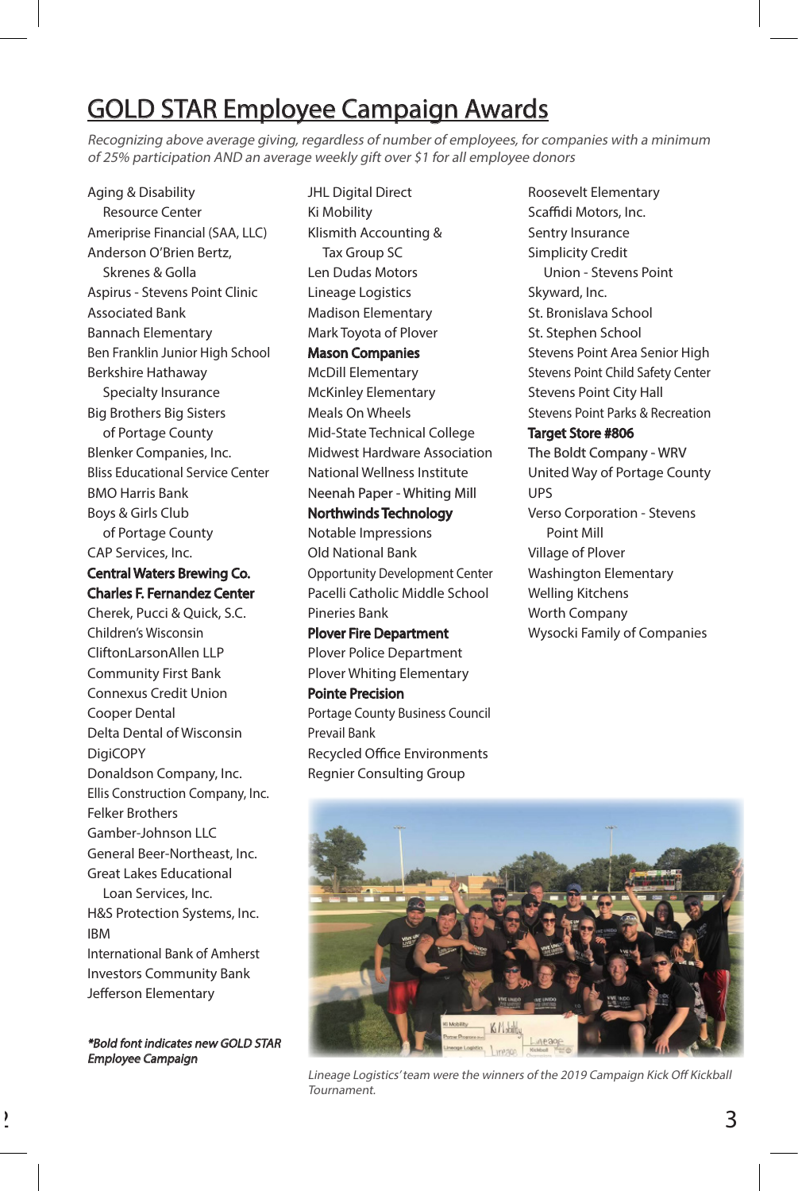# GOLD STAR Employee Campaign Awards

*Recognizing above average giving, regardless of number of employees, for companies with a minimum of 25% participation AND an average weekly gift over $1 for all employee donors*

Aging & Disability Resource Center
Ameriprise Financial (SAA, LLC)
Anderson O'Brien Bertz, Skrenes & Golla
Aspirus - Stevens Point Clinic
Associated Bank
Bannach Elementary
Ben Franklin Junior High School
Berkshire Hathaway Specialty Insurance
Big Brothers Big Sisters of Portage County
Blenker Companies, Inc.
Bliss Educational Service Center
BMO Harris Bank
Boys & Girls Club of Portage County
CAP Services, Inc.
**Central Waters Brewing Co.**
**Charles F. Fernandez Center**
Cherek, Pucci & Quick, S.C.
Children's Wisconsin
CliftonLarsonAllen LLP
Community First Bank
Connexus Credit Union
Cooper Dental
Delta Dental of Wisconsin
DigiCOPY
Donaldson Company, Inc.
Ellis Construction Company, Inc.
Felker Brothers
Gamber-Johnson LLC
General Beer-Northeast, Inc.
Great Lakes Educational Loan Services, Inc.
H&S Protection Systems, Inc.
IBM
International Bank of Amherst
Investors Community Bank
Jefferson Elementary
JHL Digital Direct
Ki Mobility
Klismith Accounting & Tax Group SC
Len Dudas Motors
Lineage Logistics
Madison Elementary
Mark Toyota of Plover
**Mason Companies**
McDill Elementary
McKinley Elementary
Meals On Wheels
Mid-State Technical College
Midwest Hardware Association
National Wellness Institute
Neenah Paper - Whiting Mill
**Northwinds Technology**
Notable Impressions
Old National Bank
Opportunity Development Center
Pacelli Catholic Middle School
Pineries Bank
**Plover Fire Department**
Plover Police Department
Plover Whiting Elementary
**Pointe Precision**
Portage County Business Council
Prevail Bank
Recycled Office Environments
Regnier Consulting Group
Roosevelt Elementary
Scaffidi Motors, Inc.
Sentry Insurance
Simplicity Credit Union - Stevens Point
Skyward, Inc.
St. Bronislava School
St. Stephen School
Stevens Point Area Senior High
Stevens Point Child Safety Center
Stevens Point City Hall
Stevens Point Parks & Recreation
**Target Store #806**
The Boldt Company - WRV
United Way of Portage County
UPS
Verso Corporation - Stevens Point Mill
Village of Plover
Washington Elementary
Welling Kitchens
Worth Company
Wysocki Family of Companies

***\*Bold font indicates new GOLD STAR Employee Campaign***

*Lineage Logistics' team were the winners of the 2019 Campaign Kick Off Kickball Tournament.*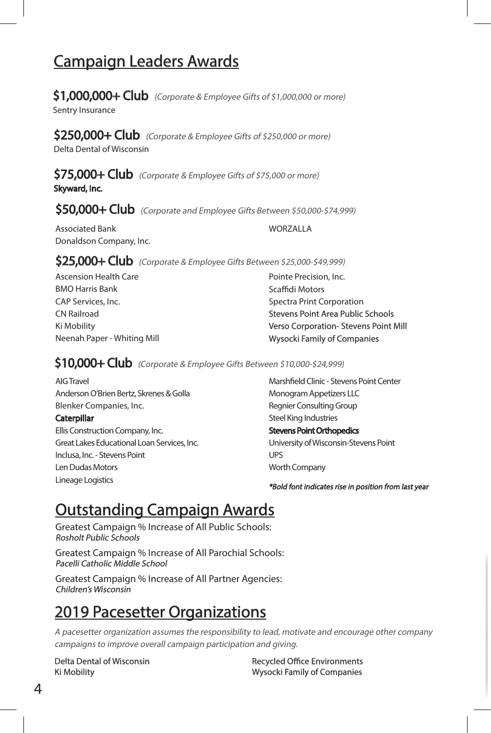# Campaign Leaders Awards

## $1,000,000+ Club *(Corporate & Employee Gifts of $1,000,000 or more)*

Sentry Insurance

## $250,000+ Club *(Corporate & Employee Gifts of $250,000 or more)*

Delta Dental of Wisconsin

## $75,000+ Club *(Corporate & Employee Gifts of $75,000 or more)*

**Skyward, Inc.**

## $50,000+ Club *(Corporate and Employee Gifts Between $50,000-$74,999)*

Associated Bank
Donaldson Company, Inc.
WORZALLA

## $25,000+ Club *(Corporate & Employee Gifts Between $25,000-$49,999)*

Ascension Health Care
BMO Harris Bank
CAP Services, Inc.
CN Railroad
Ki Mobility
Neenah Paper - Whiting Mill
Pointe Precision, Inc.
Scaffidi Motors
Spectra Print Corporation
Stevens Point Area Public Schools
Verso Corporation- Stevens Point Mill
Wysocki Family of Companies

## $10,000+ Club *(Corporate & Employee Gifts Between $10,000-$24,999)*

AIG Travel
Anderson O'Brien Bertz, Skrenes & Golla
Blenker Companies, Inc.
**Caterpillar**
Ellis Construction Company, Inc.
Great Lakes Educational Loan Services, Inc.
Inclusa, Inc. - Stevens Point
Len Dudas Motors
Lineage Logistics
Marshfield Clinic - Stevens Point Center
Monogram Appetizers LLC
Regnier Consulting Group
Steel King Industries
**Stevens Point Orthopedics**
University of Wisconsin-Stevens Point
UPS
Worth Company

***Bold font indicates rise in position from last year***

# Outstanding Campaign Awards

Greatest Campaign % Increase of All Public Schools:
*Rosholt Public Schools*

Greatest Campaign % Increase of All Parochial Schools:
*Pacelli Catholic Middle School*

Greatest Campaign % Increase of All Partner Agencies:
*Children's Wisconsin*

# 2019 Pacesetter Organizations

*A pacesetter organization assumes the responsibility to lead, motivate and encourage other company campaigns to improve overall campaign participation and giving.*

Delta Dental of Wisconsin
Ki Mobility
Recycled Office Environments
Wysocki Family of Companies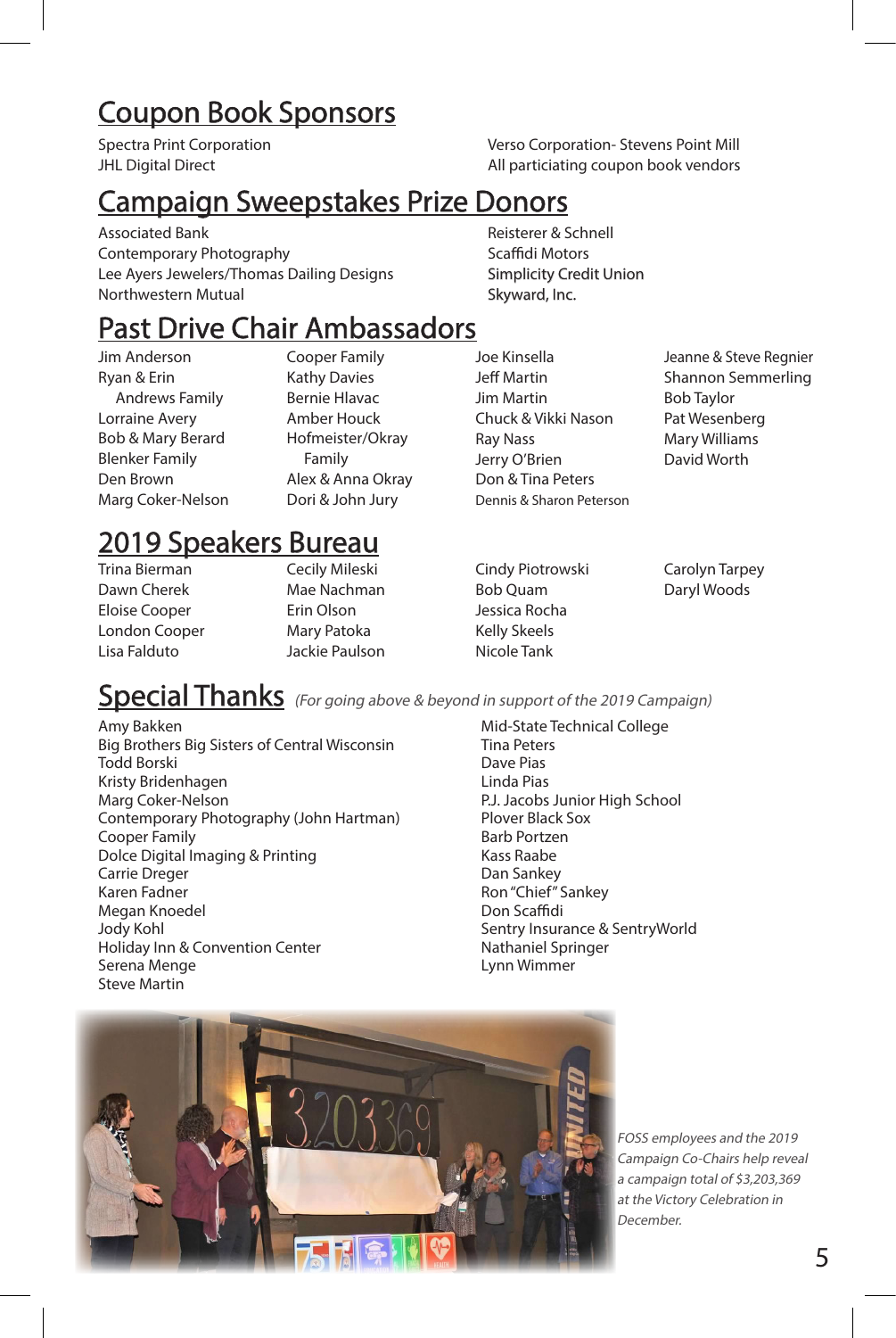## Coupon Book Sponsors

Spectra Print Corporation
JHL Digital Direct
Verso Corporation- Stevens Point Mill
All particiating coupon book vendors

## Campaign Sweepstakes Prize Donors

Associated Bank
Contemporary Photography
Lee Ayers Jewelers/Thomas Dailing Designs
Northwestern Mutual
Reisterer & Schnell
Scaffidi Motors
Simplicity Credit Union
Skyward, Inc.

## Past Drive Chair Ambassadors

Jim Anderson
Ryan & Erin Andrews Family
Lorraine Avery
Bob & Mary Berard
Blenker Family
Den Brown
Marg Coker-Nelson
Cooper Family
Kathy Davies
Bernie Hlavac
Amber Houck
Hofmeister/Okray Family
Alex & Anna Okray
Dori & John Jury
Joe Kinsella
Jeff Martin
Jim Martin
Chuck & Vikki Nason
Ray Nass
Jerry O'Brien
Don & Tina Peters
Dennis & Sharon Peterson
Jeanne & Steve Regnier
Shannon Semmerling
Bob Taylor
Pat Wesenberg
Mary Williams
David Worth

## 2019 Speakers Bureau

Trina Bierman
Dawn Cherek
Eloise Cooper
London Cooper
Lisa Falduto
Cecily Mileski
Mae Nachman
Erin Olson
Mary Patoka
Jackie Paulson
Cindy Piotrowski
Bob Quam
Jessica Rocha
Kelly Skeels
Nicole Tank
Carolyn Tarpey
Daryl Woods

## Special Thanks *(For going above & beyond in support of the 2019 Campaign)*

Amy Bakken
Big Brothers Big Sisters of Central Wisconsin
Todd Borski
Kristy Bridenhagen
Marg Coker-Nelson
Contemporary Photography (John Hartman)
Cooper Family
Dolce Digital Imaging & Printing
Carrie Dreger
Karen Fadner
Megan Knoedel
Jody Kohl
Holiday Inn & Convention Center
Serena Menge
Steve Martin
Mid-State Technical College
Tina Peters
Dave Pias
Linda Pias
P.J. Jacobs Junior High School
Plover Black Sox
Barb Portzen
Kass Raabe
Dan Sankey
Ron "Chief" Sankey
Don Scaffidi
Sentry Insurance & SentryWorld
Nathaniel Springer
Lynn Wimmer

*FOSS employees and the 2019 Campaign Co-Chairs help reveal a campaign total of $3,203,369 at the Victory Celebration in December.*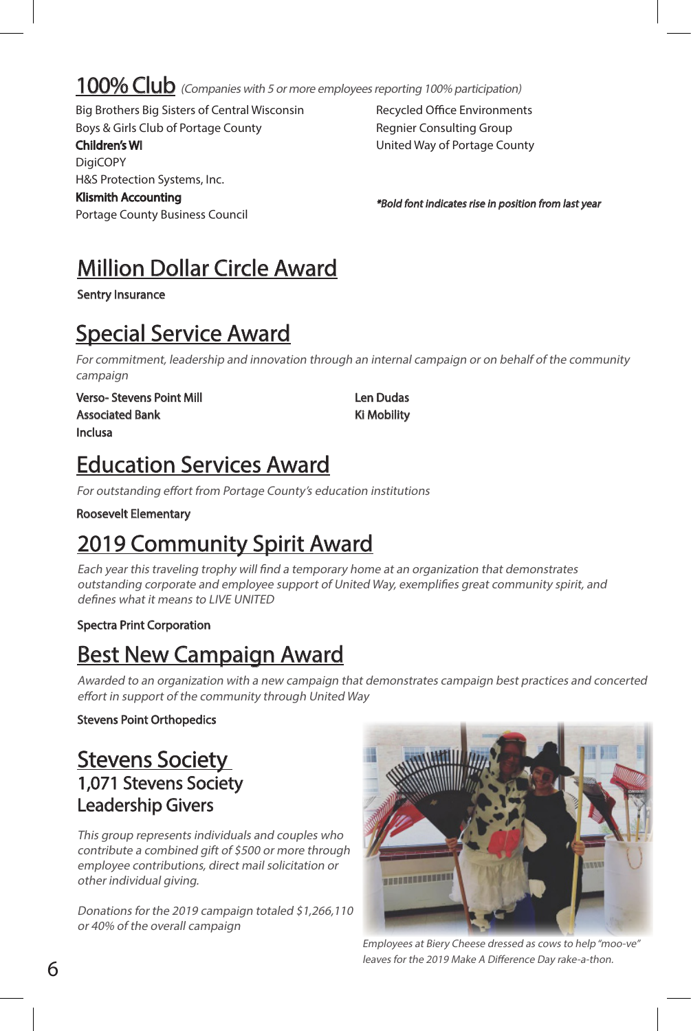## 100% Club *(Companies with 5 or more employees reporting 100% participation)*

Big Brothers Big Sisters of Central Wisconsin
Boys & Girls Club of Portage County
**Children's WI**
DigiCOPY
H&S Protection Systems, Inc.
**Klismith Accounting**
Portage County Business Council
Recycled Office Environments
Regnier Consulting Group
United Way of Portage County

***Bold font indicates rise in position from last year***

## Million Dollar Circle Award

Sentry Insurance

## Special Service Award

*For commitment, leadership and innovation through an internal campaign or on behalf of the community campaign*

Verso- Stevens Point Mill
Associated Bank
Inclusa
Len Dudas
Ki Mobility

## Education Services Award

*For outstanding effort from Portage County's education institutions*

Roosevelt Elementary

## 2019 Community Spirit Award

*Each year this traveling trophy will find a temporary home at an organization that demonstrates outstanding corporate and employee support of United Way, exemplifies great community spirit, and defines what it means to LIVE UNITED*

Spectra Print Corporation

## Best New Campaign Award

*Awarded to an organization with a new campaign that demonstrates campaign best practices and concerted effort in support of the community through United Way*

Stevens Point Orthopedics

## Stevens Society

### 1,071 Stevens Society Leadership Givers

*This group represents individuals and couples who contribute a combined gift of $500 or more through employee contributions, direct mail solicitation or other individual giving.*

*Donations for the 2019 campaign totaled $1,266,110 or 40% of the overall campaign*

*Employees at Biery Cheese dressed as cows to help "moo-ve" leaves for the 2019 Make A Difference Day rake-a-thon.*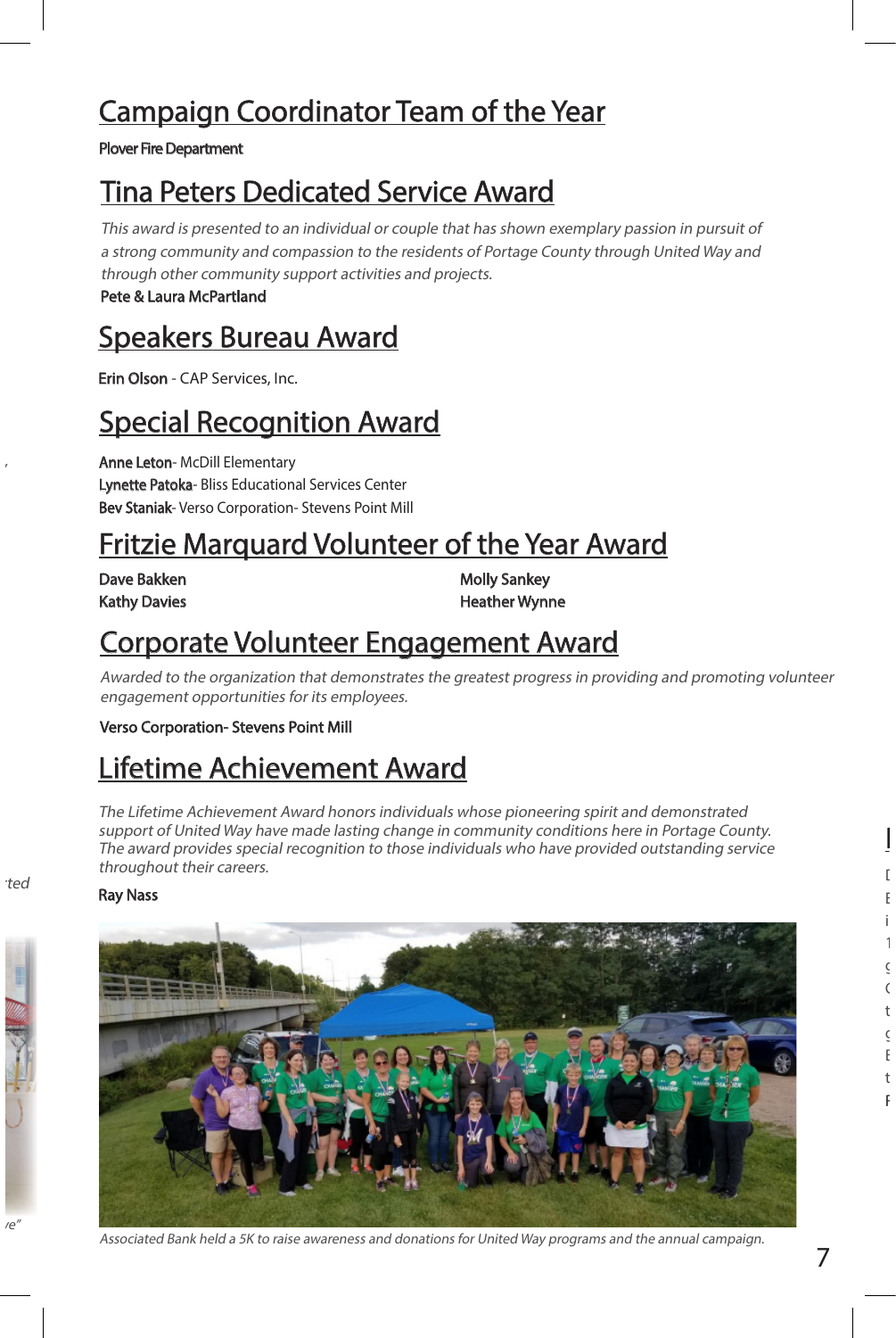## Campaign Coordinator Team of the Year

Plover Fire Department

## Tina Peters Dedicated Service Award

*This award is presented to an individual or couple that has shown exemplary passion in pursuit of a strong community and compassion to the residents of Portage County through United Way and through other community support activities and projects.*

Pete & Laura McPartland

## Speakers Bureau Award

Erin Olson - CAP Services, Inc.

## Special Recognition Award

Anne Leton- McDill Elementary
Lynette Patoka- Bliss Educational Services Center
Bev Staniak- Verso Corporation- Stevens Point Mill

## Fritzie Marquard Volunteer of the Year Award

Dave Bakken
Kathy Davies
Molly Sankey
Heather Wynne

## Corporate Volunteer Engagement Award

*Awarded to the organization that demonstrates the greatest progress in providing and promoting volunteer engagement opportunities for its employees.*

Verso Corporation- Stevens Point Mill

## Lifetime Achievement Award

*The Lifetime Achievement Award honors individuals whose pioneering spirit and demonstrated support of United Way have made lasting change in community conditions here in Portage County. The award provides special recognition to those individuals who have provided outstanding service throughout their careers.*

Ray Nass

*Associated Bank held a 5K to raise awareness and donations for United Way programs and the annual campaign.*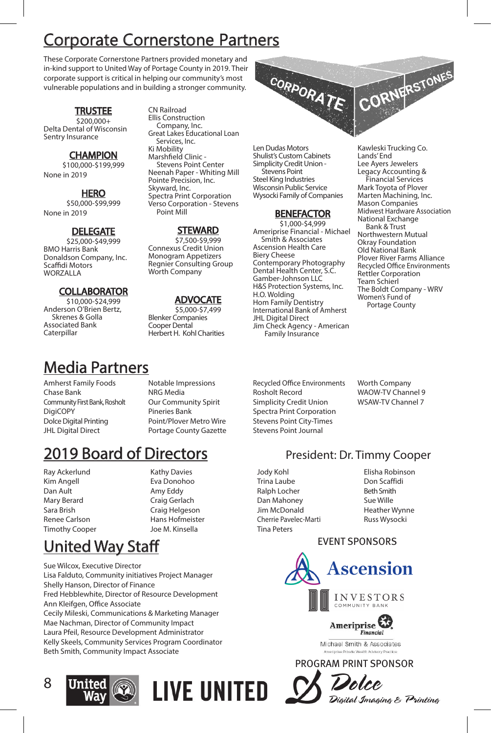# Corporate Cornerstone Partners

These Corporate Cornerstone Partners provided monetary and in-kind support to United Way of Portage County in 2019. Their corporate support is critical in helping our community's most vulnerable populations and in building a stronger community.

CORPORATE CORNERSTONES

### TRUSTEE
$200,000+

Delta Dental of Wisconsin
Sentry Insurance

### CHAMPION
$100,000-$199,999

None in 2019

### HERO
$50,000-$99,999

None in 2019

### DELEGATE
$25,000-$49,999

BMO Harris Bank
Donaldson Company, Inc.
Scaffidi Motors
WORZALLA

### COLLABORATOR
$10,000-$24,999

Anderson O'Brien Bertz, Skrenes & Golla
Associated Bank
Caterpillar
CN Railroad
Ellis Construction Company, Inc.
Great Lakes Educational Loan Services, Inc.
Ki Mobility
Marshfield Clinic - Stevens Point Center
Neenah Paper - Whiting Mill
Pointe Precision, Inc.
Skyward, Inc.
Spectra Print Corporation
Verso Corporation - Stevens Point Mill

### STEWARD
$7,500-$9,999

Connexus Credit Union
Monogram Appetizers
Regnier Consulting Group
Worth Company

### ADVOCATE
$5,000-$7,499

Blenker Companies
Cooper Dental
Herbert H. Kohl Charities
Len Dudas Motors
Shulist's Custom Cabinets
Simplicity Credit Union - Stevens Point
Steel King Industries
Wisconsin Public Service
Wysocki Family of Companies

### BENEFACTOR
$1,000-$4,999

Ameriprise Financial - Michael Smith & Associates
Ascension Health Care
Biery Cheese
Contemporary Photography
Dental Health Center, S.C.
Gamber-Johnson LLC
H&S Protection Systems, Inc.
H.O. Wolding
Hom Family Dentistry
International Bank of Amherst
JHL Digital Direct
Jim Check Agency - American Family Insurance
Kawleski Trucking Co.
Lands' End
Lee Ayers Jewelers
Legacy Accounting & Financial Services
Mark Toyota of Plover
Marten Machining, Inc.
Mason Companies
Midwest Hardware Association
National Exchange Bank & Trust
Northwestern Mutual
Okray Foundation
Old National Bank
Plover River Farms Alliance
Recycled Office Environments
Rettler Corporation
Team Schierl
The Boldt Company - WRV
Women's Fund of Portage County

# Media Partners

Amherst Family Foods
Chase Bank
Community First Bank, Rosholt
DigiCOPY
Dolce Digital Printing
JHL Digital Direct
Notable Impressions
NRG Media
Our Community Spirit
Pineries Bank
Point/Plover Metro Wire
Portage County Gazette
Recycled Office Environments
Rosholt Record
Simplicity Credit Union
Spectra Print Corporation
Stevens Point City-Times
Stevens Point Journal
Worth Company
WAOW-TV Channel 9
WSAW-TV Channel 7

# 2019 Board of Directors

President: Dr. Timmy Cooper

Ray Ackerlund
Kim Angell
Dan Ault
Mary Berard
Sara Brish
Renee Carlson
Timothy Cooper
Kathy Davies
Eva Donohoo
Amy Eddy
Craig Gerlach
Craig Helgeson
Hans Hofmeister
Joe M. Kinsella
Jody Kohl
Trina Laube
Ralph Locher
Dan Mahoney
Jim McDonald
Cherrie Pavelec-Marti
Tina Peters
Elisha Robinson
Don Scaffidi
Beth Smith
Sue Wille
Heather Wynne
Russ Wysocki

# United Way Staff

Sue Wilcox, Executive Director
Lisa Falduto, Community initiatives Project Manager
Shelly Hanson, Director of Finance
Fred Hebblewhite, Director of Resource Development
Ann Kleifgen, Office Associate
Cecily Mileski, Communications & Marketing Manager
Mae Nachman, Director of Community Impact
Laura Pfeil, Resource Development Administrator
Kelly Skeels, Community Services Program Coordinator
Beth Smith, Community Impact Associate

EVENT SPONSORS

Ascension

INVESTORS COMMUNITY BANK

Ameriprise Financial
Michael Smith & Associates
Ameriprise Private Wealth Advisory Practice

PROGRAM PRINT SPONSOR

Dolce Digital Imaging & Printing

United Way

LIVE UNITED